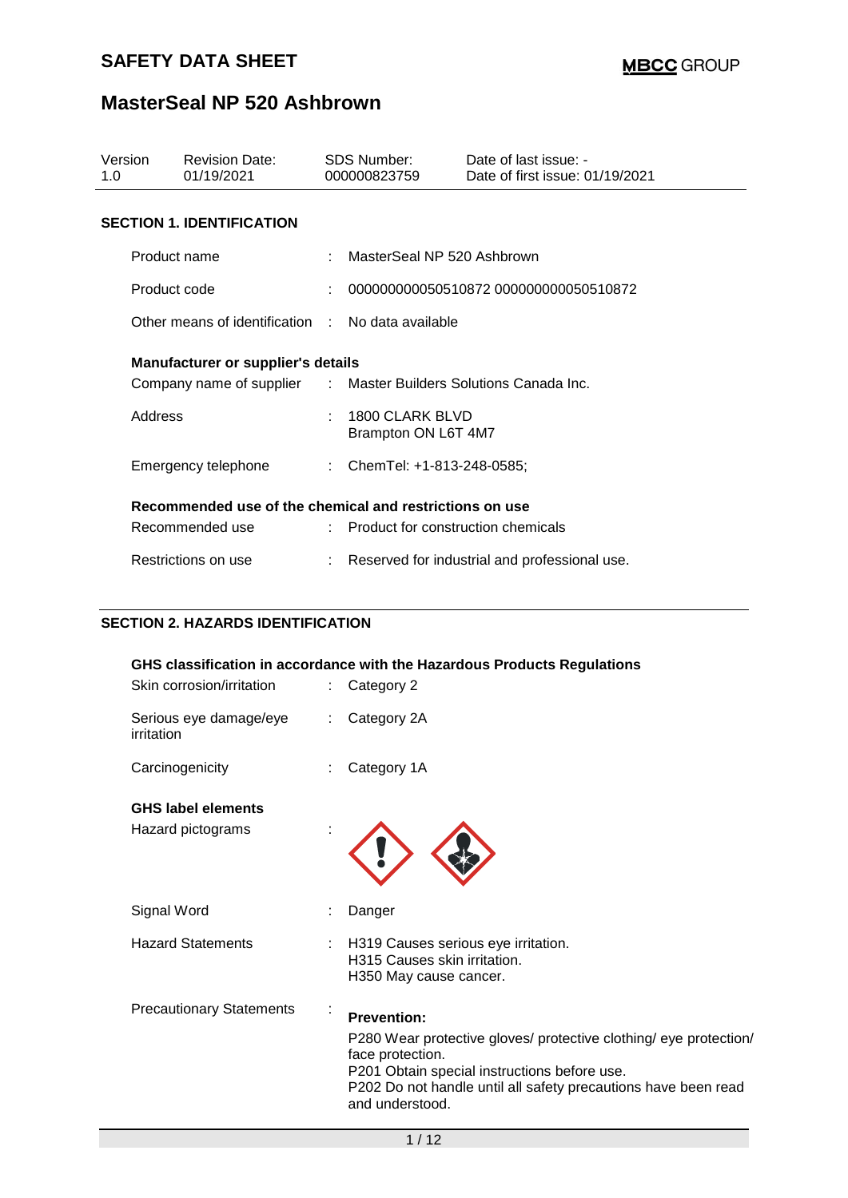# SAFETY DATA SHEET

**MBCC GROUP**

## MasterSeal NP 520 Ashbrown

| Version | Revision Date: | SDS Number: | Date of last issue: - |
|---|---|---|---|
| 1.0 | 01/19/2021 | 000000823759 | Date of first issue: 01/19/2021 |

### SECTION 1. IDENTIFICATION

Product name : MasterSeal NP 520 Ashbrown

Product code : 000000000050510872 000000000050510872

Other means of identification : No data available

**Manufacturer or supplier's details**

Company name of supplier : Master Builders Solutions Canada Inc.

Address : 1800 CLARK BLVD
Brampton ON L6T 4M7

Emergency telephone : ChemTel: +1-813-248-0585;

**Recommended use of the chemical and restrictions on use**

Recommended use : Product for construction chemicals

Restrictions on use : Reserved for industrial and professional use.

### SECTION 2. HAZARDS IDENTIFICATION

**GHS classification in accordance with the Hazardous Products Regulations**

Skin corrosion/irritation : Category 2

Serious eye damage/eye irritation : Category 2A

Carcinogenicity : Category 1A

**GHS label elements**

Hazard pictograms :

Signal Word : Danger

Hazard Statements : H319 Causes serious eye irritation.
H315 Causes skin irritation.
H350 May cause cancer.

Precautionary Statements :

**Prevention:**

P280 Wear protective gloves/ protective clothing/ eye protection/ face protection.
P201 Obtain special instructions before use.
P202 Do not handle until all safety precautions have been read and understood.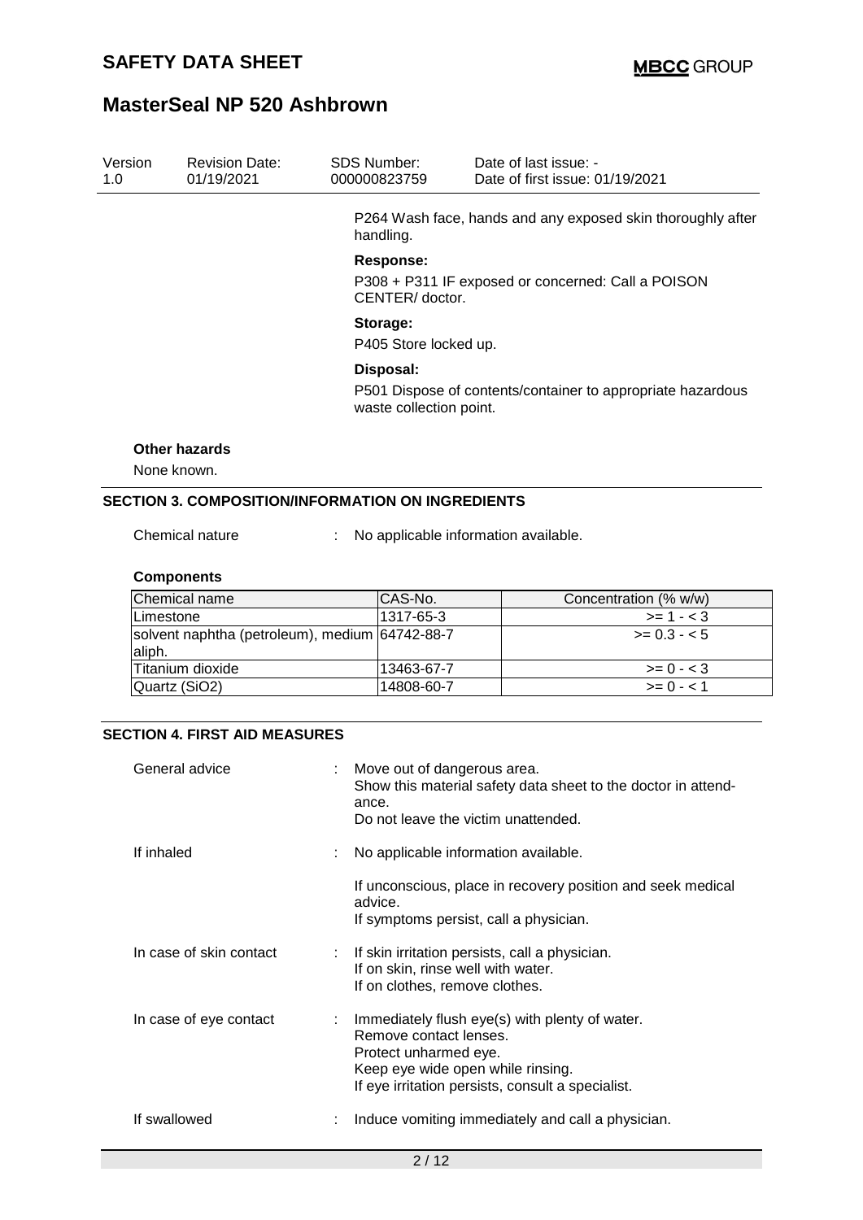P264 Wash face, hands and any exposed skin thoroughly after handling.

**Response:**

P308 + P311 IF exposed or concerned: Call a POISON CENTER/ doctor.

**Storage:**

P405 Store locked up.

**Disposal:**

P501 Dispose of contents/container to appropriate hazardous waste collection point.

**Other hazards**

None known.

## SECTION 3. COMPOSITION/INFORMATION ON INGREDIENTS

Chemical nature : No applicable information available.

**Components**

| Chemical name | CAS-No. | Concentration (% w/w) |
|---|---|---|
| Limestone | 1317-65-3 | >= 1 - < 3 |
| solvent naphtha (petroleum), medium aliph. | 64742-88-7 | >= 0.3 - < 5 |
| Titanium dioxide | 13463-67-7 | >= 0 - < 3 |
| Quartz ($SiO_2$) | 14808-60-7 | >= 0 - < 1 |

## SECTION 4. FIRST AID MEASURES

General advice : Move out of dangerous area.
Show this material safety data sheet to the doctor in attendance.
Do not leave the victim unattended.

If inhaled : No applicable information available.

If unconscious, place in recovery position and seek medical advice.
If symptoms persist, call a physician.

In case of skin contact : If skin irritation persists, call a physician.
If on skin, rinse well with water.
If on clothes, remove clothes.

In case of eye contact : Immediately flush eye(s) with plenty of water.
Remove contact lenses.
Protect unharmed eye.
Keep eye wide open while rinsing.
If eye irritation persists, consult a specialist.

If swallowed : Induce vomiting immediately and call a physician.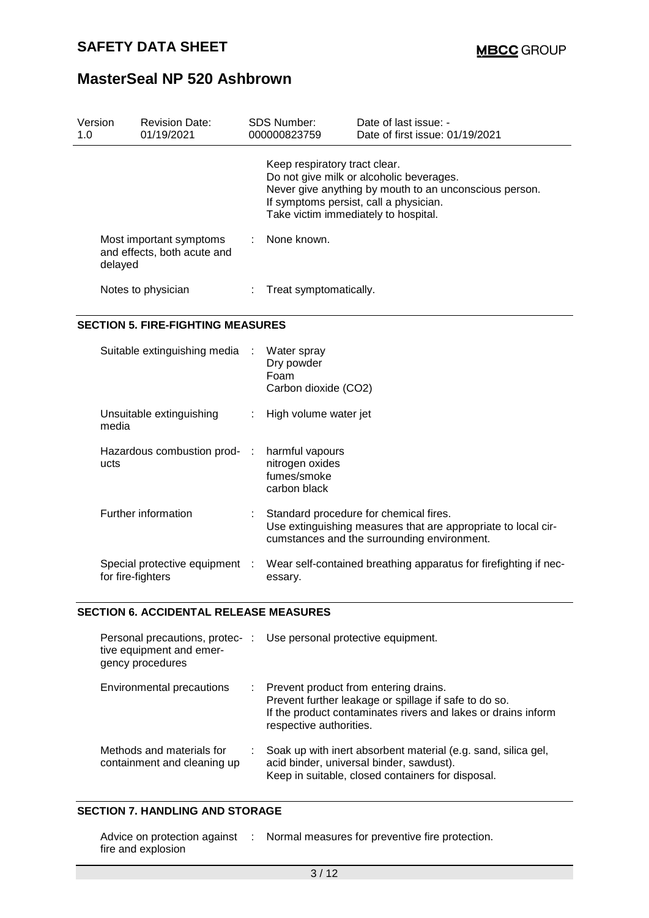| Version 1.0 | Revision Date: 01/19/2021 | SDS Number: 000000823759 | Date of last issue: - Date of first issue: 01/19/2021 |
|---|---|---|---|

| | | |
|---|---|---|
| | | Keep respiratory tract clear.<br>Do not give milk or alcoholic beverages.<br>Never give anything by mouth to an unconscious person.<br>If symptoms persist, call a physician.<br>Take victim immediately to hospital. |
| Most important symptoms and effects, both acute and delayed | : | None known. |
| Notes to physician | : | Treat symptomatically. |

## SECTION 5. FIRE-FIGHTING MEASURES

| | | |
|---|---|---|
| Suitable extinguishing media | : | Water spray<br>Dry powder<br>Foam<br>Carbon dioxide ($CO_2$) |
| Unsuitable extinguishing media | : | High volume water jet |
| Hazardous combustion products | : | harmful vapours<br>nitrogen oxides<br>fumes/smoke<br>carbon black |
| Further information | : | Standard procedure for chemical fires.<br>Use extinguishing measures that are appropriate to local circumstances and the surrounding environment. |
| Special protective equipment for fire-fighters | : | Wear self-contained breathing apparatus for firefighting if necessary. |

## SECTION 6. ACCIDENTAL RELEASE MEASURES

| | | |
|---|---|---|
| Personal precautions, protective equipment and emergency procedures | : | Use personal protective equipment. |
| Environmental precautions | : | Prevent product from entering drains.<br>Prevent further leakage or spillage if safe to do so.<br>If the product contaminates rivers and lakes or drains inform respective authorities. |
| Methods and materials for containment and cleaning up | : | Soak up with inert absorbent material (e.g. sand, silica gel, acid binder, universal binder, sawdust).<br>Keep in suitable, closed containers for disposal. |

## SECTION 7. HANDLING AND STORAGE

| | | |
|---|---|---|
| Advice on protection against fire and explosion | : | Normal measures for preventive fire protection. |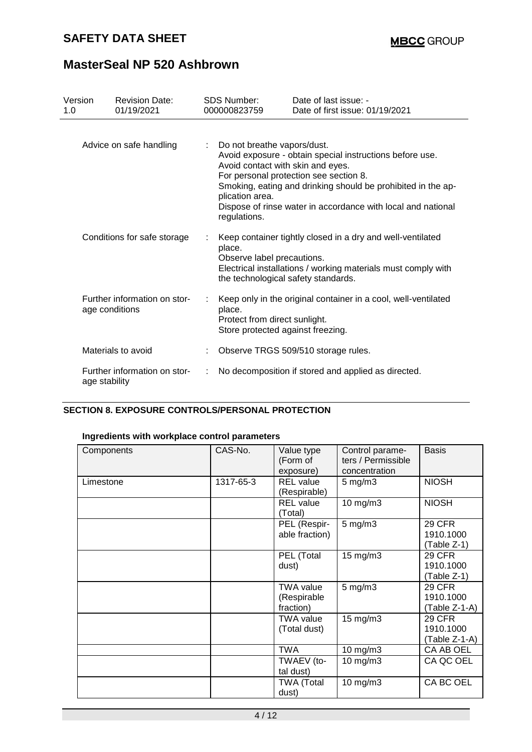| Advice on safe handling | : | Do not breathe vapors/dust.<br>Avoid exposure - obtain special instructions before use.<br>Avoid contact with skin and eyes.<br>For personal protection see section 8.<br>Smoking, eating and drinking should be prohibited in the application area.<br>Dispose of rinse water in accordance with local and national regulations. |
|---|---|---|
| Conditions for safe storage | : | Keep container tightly closed in a dry and well-ventilated place.<br>Observe label precautions.<br>Electrical installations / working materials must comply with the technological safety standards. |
| Further information on storage conditions | : | Keep only in the original container in a cool, well-ventilated place.<br>Protect from direct sunlight.<br>Store protected against freezing. |
| Materials to avoid | : | Observe TRGS 509/510 storage rules. |
| Further information on storage stability | : | No decomposition if stored and applied as directed. |

## SECTION 8. EXPOSURE CONTROLS/PERSONAL PROTECTION

**Ingredients with workplace control parameters**

| Components | CAS-No. | Value type (Form of exposure) | Control parameters / Permissible concentration | Basis |
|---|---|---|---|---|
| Limestone | 1317-65-3 | REL value (Respirable) | 5 mg/m3 | NIOSH |
| | | REL value (Total) | 10 mg/m3 | NIOSH |
| | | PEL (Respirable fraction) | 5 mg/m3 | 29 CFR 1910.1000 (Table Z-1) |
| | | PEL (Total dust) | 15 mg/m3 | 29 CFR 1910.1000 (Table Z-1) |
| | | TWA value (Respirable fraction) | 5 mg/m3 | 29 CFR 1910.1000 (Table Z-1-A) |
| | | TWA value (Total dust) | 15 mg/m3 | 29 CFR 1910.1000 (Table Z-1-A) |
| | | TWA | 10 mg/m3 | CA AB OEL |
| | | TWAEV (total dust) | 10 mg/m3 | CA QC OEL |
| | | TWA (Total dust) | 10 mg/m3 | CA BC OEL |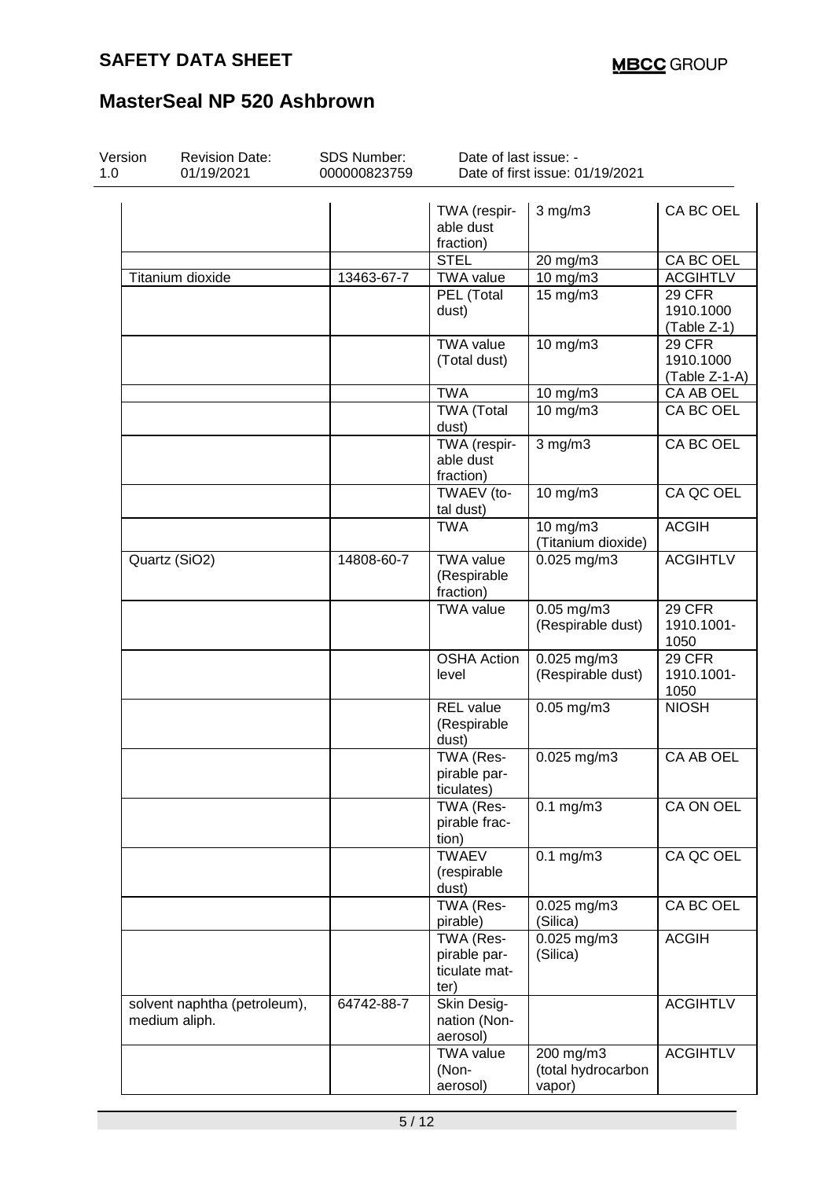| | | | | |
|---|---|---|---|---|
| | | TWA (respirable dust fraction) | 3 mg/m3 | CA BC OEL |
| | | STEL | 20 mg/m3 | CA BC OEL |
| Titanium dioxide | 13463-67-7 | TWA value | 10 mg/m3 | ACGIHTLV |
| | | PEL (Total dust) | 15 mg/m3 | 29 CFR 1910.1000 (Table Z-1) |
| | | TWA value (Total dust) | 10 mg/m3 | 29 CFR 1910.1000 (Table Z-1-A) |
| | | TWA | 10 mg/m3 | CA AB OEL |
| | | TWA (Total dust) | 10 mg/m3 | CA BC OEL |
| | | TWA (respirable dust fraction) | 3 mg/m3 | CA BC OEL |
| | | TWAEV (total dust) | 10 mg/m3 | CA QC OEL |
| | | TWA | 10 mg/m3 (Titanium dioxide) | ACGIH |
| Quartz (SiO2) | 14808-60-7 | TWA value (Respirable fraction) | 0.025 mg/m3 | ACGIHTLV |
| | | TWA value | 0.05 mg/m3 (Respirable dust) | 29 CFR 1910.1001-1050 |
| | | OSHA Action level | 0.025 mg/m3 (Respirable dust) | 29 CFR 1910.1001-1050 |
| | | REL value (Respirable dust) | 0.05 mg/m3 | NIOSH |
| | | TWA (Respirable particulates) | 0.025 mg/m3 | CA AB OEL |
| | | TWA (Respirable fraction) | 0.1 mg/m3 | CA ON OEL |
| | | TWAEV (respirable dust) | 0.1 mg/m3 | CA QC OEL |
| | | TWA (Respirable) | 0.025 mg/m3 (Silica) | CA BC OEL |
| | | TWA (Respirable particulate matter) | 0.025 mg/m3 (Silica) | ACGIH |
| solvent naphtha (petroleum), medium aliph. | 64742-88-7 | Skin Designation (Non-aerosol) | | ACGIHTLV |
| | | TWA value (Non-aerosol) | 200 mg/m3 (total hydrocarbon vapor) | ACGIHTLV |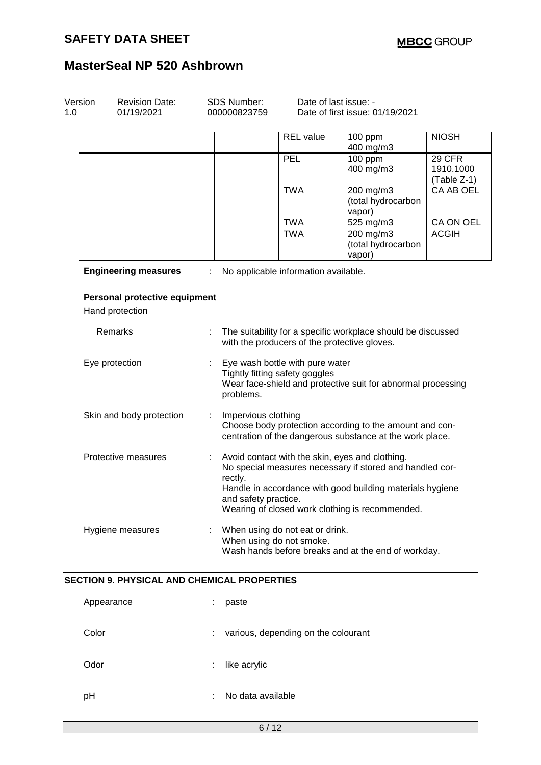| | | | | |
|---|---|---|---|---|
| | | REL value | 100 ppm<br>400 mg/m3 | NIOSH |
| | | PEL | 100 ppm<br>400 mg/m3 | 29 CFR 1910.1000 (Table Z-1) |
| | | TWA | 200 mg/m3 (total hydrocarbon vapor) | CA AB OEL |
| | | TWA | 525 mg/m3 | CA ON OEL |
| | | TWA | 200 mg/m3 (total hydrocarbon vapor) | ACGIH |

**Engineering measures** : No applicable information available.

**Personal protective equipment**

Hand protection

Remarks : The suitability for a specific workplace should be discussed with the producers of the protective gloves.

Eye protection : Eye wash bottle with pure water
Tightly fitting safety goggles
Wear face-shield and protective suit for abnormal processing problems.

Skin and body protection : Impervious clothing
Choose body protection according to the amount and concentration of the dangerous substance at the work place.

Protective measures : Avoid contact with the skin, eyes and clothing.
No special measures necessary if stored and handled correctly.
Handle in accordance with good building materials hygiene and safety practice.
Wearing of closed work clothing is recommended.

Hygiene measures : When using do not eat or drink.
When using do not smoke.
Wash hands before breaks and at the end of workday.

## SECTION 9. PHYSICAL AND CHEMICAL PROPERTIES

Appearance : paste

Color : various, depending on the colourant

Odor : like acrylic

pH : No data available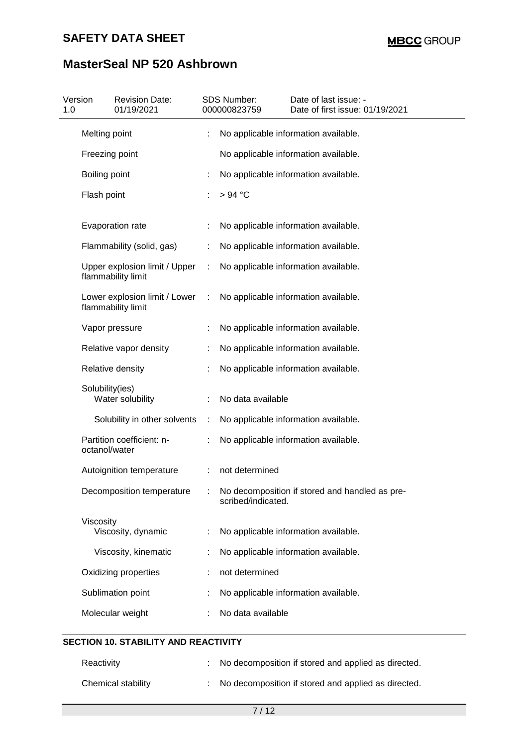| Property | | Value |
|---|---|---|
| Melting point | : | No applicable information available. |
| Freezing point | | No applicable information available. |
| Boiling point | : | No applicable information available. |
| Flash point | : | > 94 °C |
| Evaporation rate | : | No applicable information available. |
| Flammability (solid, gas) | : | No applicable information available. |
| Upper explosion limit / Upper flammability limit | : | No applicable information available. |
| Lower explosion limit / Lower flammability limit | : | No applicable information available. |
| Vapor pressure | : | No applicable information available. |
| Relative vapor density | : | No applicable information available. |
| Relative density | : | No applicable information available. |
| Solubility(ies) | | |
| Water solubility | : | No data available |
| Solubility in other solvents | : | No applicable information available. |
| Partition coefficient: n-octanol/water | : | No applicable information available. |
| Autoignition temperature | : | not determined |
| Decomposition temperature | : | No decomposition if stored and handled as prescribed/indicated. |
| Viscosity | | |
| Viscosity, dynamic | : | No applicable information available. |
| Viscosity, kinematic | : | No applicable information available. |
| Oxidizing properties | : | not determined |
| Sublimation point | : | No applicable information available. |
| Molecular weight | : | No data available |

## SECTION 10. STABILITY AND REACTIVITY

| Property | | Value |
|---|---|---|
| Reactivity | : | No decomposition if stored and applied as directed. |
| Chemical stability | : | No decomposition if stored and applied as directed. |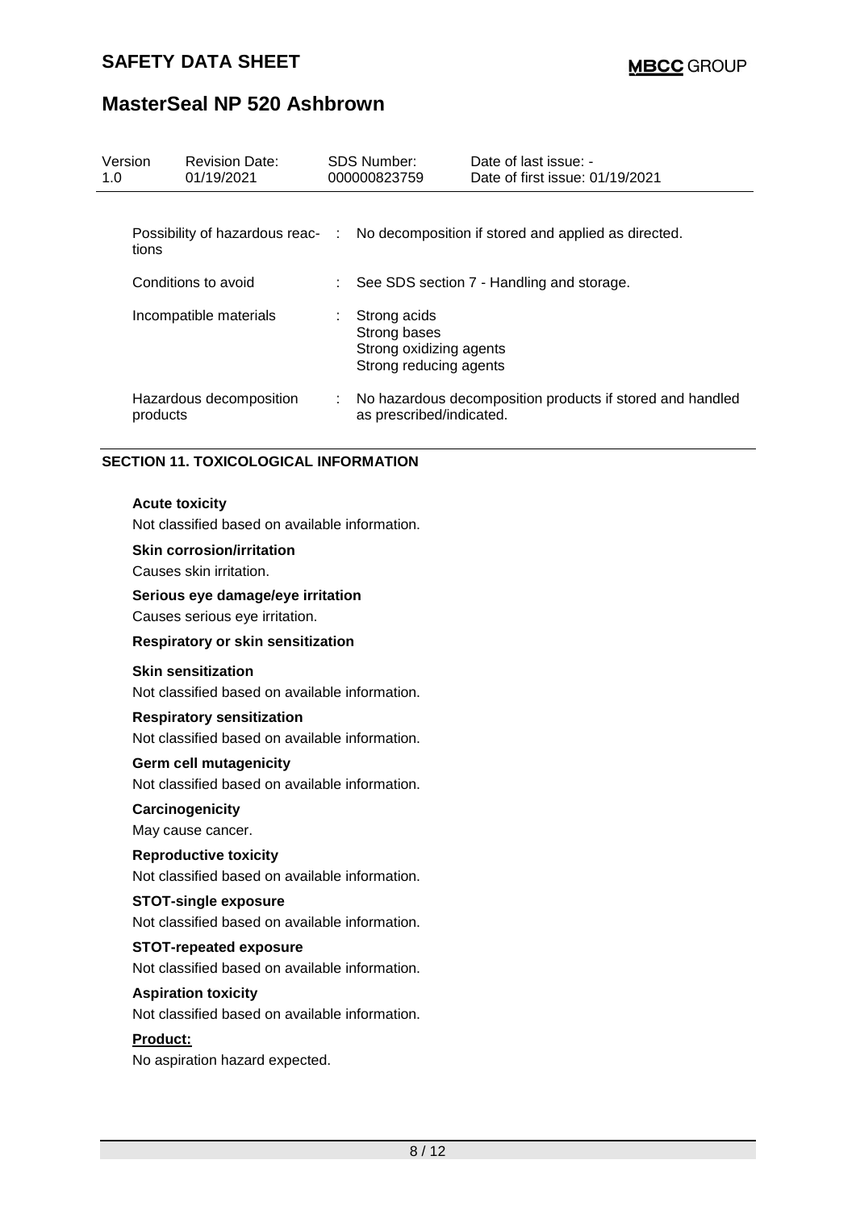| | | |
|---|---|---|
| Possibility of hazardous reactions | : | No decomposition if stored and applied as directed. |
| Conditions to avoid | : | See SDS section 7 - Handling and storage. |
| Incompatible materials | : | Strong acids<br>Strong bases<br>Strong oxidizing agents<br>Strong reducing agents |
| Hazardous decomposition products | : | No hazardous decomposition products if stored and handled as prescribed/indicated. |

## SECTION 11. TOXICOLOGICAL INFORMATION

**Acute toxicity**

Not classified based on available information.

**Skin corrosion/irritation**

Causes skin irritation.

**Serious eye damage/eye irritation**

Causes serious eye irritation.

**Respiratory or skin sensitization**

**Skin sensitization**

Not classified based on available information.

**Respiratory sensitization**

Not classified based on available information.

**Germ cell mutagenicity**

Not classified based on available information.

**Carcinogenicity**

May cause cancer.

**Reproductive toxicity**

Not classified based on available information.

**STOT-single exposure**

Not classified based on available information.

**STOT-repeated exposure**

Not classified based on available information.

**Aspiration toxicity**

Not classified based on available information.

**Product:**

No aspiration hazard expected.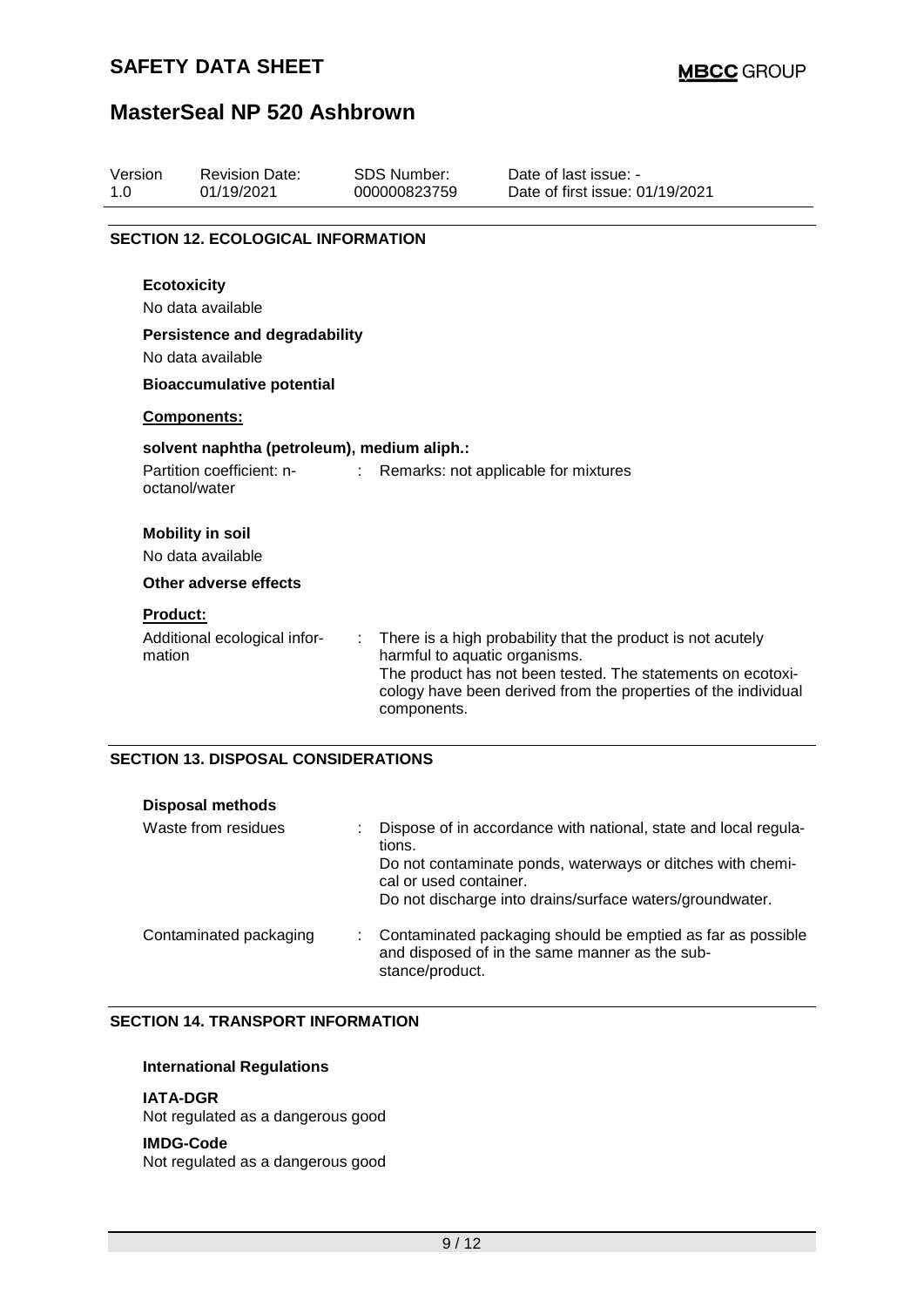## SECTION 12. ECOLOGICAL INFORMATION

**Ecotoxicity**

No data available

**Persistence and degradability**

No data available

**Bioaccumulative potential**

**Components:**

**solvent naphtha (petroleum), medium aliph.:**

Partition coefficient: n-octanol/water : Remarks: not applicable for mixtures

**Mobility in soil**

No data available

**Other adverse effects**

**Product:**

Additional ecological information : There is a high probability that the product is not acutely harmful to aquatic organisms.
The product has not been tested. The statements on ecotoxicology have been derived from the properties of the individual components.

## SECTION 13. DISPOSAL CONSIDERATIONS

**Disposal methods**

Waste from residues : Dispose of in accordance with national, state and local regulations.
Do not contaminate ponds, waterways or ditches with chemical or used container.
Do not discharge into drains/surface waters/groundwater.

Contaminated packaging : Contaminated packaging should be emptied as far as possible and disposed of in the same manner as the substance/product.

## SECTION 14. TRANSPORT INFORMATION

**International Regulations**

**IATA-DGR**
Not regulated as a dangerous good

**IMDG-Code**
Not regulated as a dangerous good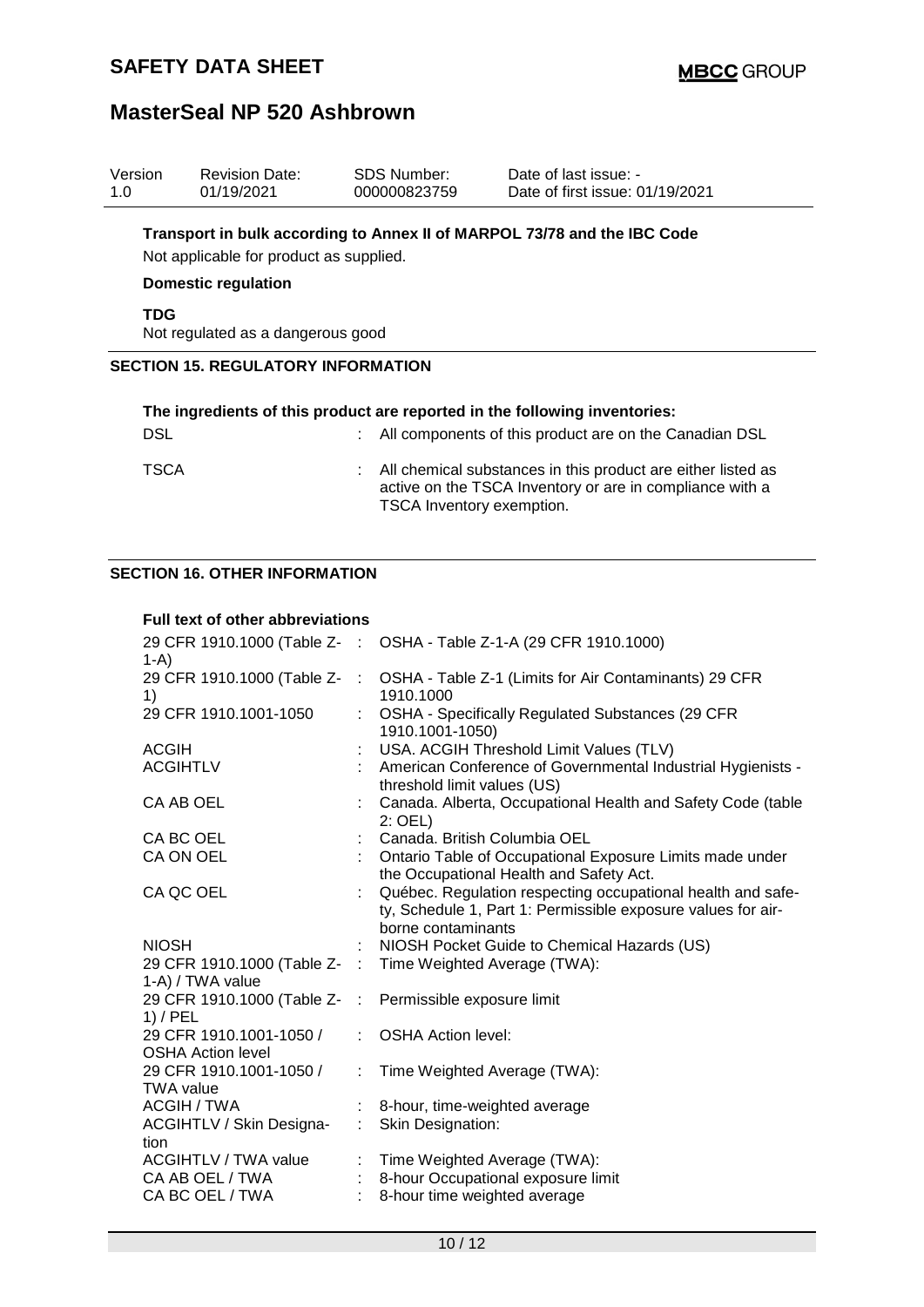| Version | Revision Date: | SDS Number: | Date of last issue: - |
|---|---|---|---|
| 1.0 | 01/19/2021 | 000000823759 | Date of first issue: 01/19/2021 |

**Transport in bulk according to Annex II of MARPOL 73/78 and the IBC Code**

Not applicable for product as supplied.

**Domestic regulation**

**TDG**

Not regulated as a dangerous good

## SECTION 15. REGULATORY INFORMATION

**The ingredients of this product are reported in the following inventories:**

| | | |
|---|---|---|
| DSL | : | All components of this product are on the Canadian DSL |
| TSCA | : | All chemical substances in this product are either listed as active on the TSCA Inventory or are in compliance with a TSCA Inventory exemption. |

## SECTION 16. OTHER INFORMATION

**Full text of other abbreviations**

| | | |
|---|---|---|
| 29 CFR 1910.1000 (Table Z-1-A) | : | OSHA - Table Z-1-A (29 CFR 1910.1000) |
| 29 CFR 1910.1000 (Table Z-1) | : | OSHA - Table Z-1 (Limits for Air Contaminants) 29 CFR 1910.1000 |
| 29 CFR 1910.1001-1050 | : | OSHA - Specifically Regulated Substances (29 CFR 1910.1001-1050) |
| ACGIH | : | USA. ACGIH Threshold Limit Values (TLV) |
| ACGIHTLV | : | American Conference of Governmental Industrial Hygienists - threshold limit values (US) |
| CA AB OEL | : | Canada. Alberta, Occupational Health and Safety Code (table 2: OEL) |
| CA BC OEL | : | Canada. British Columbia OEL |
| CA ON OEL | : | Ontario Table of Occupational Exposure Limits made under the Occupational Health and Safety Act. |
| CA QC OEL | : | Québec. Regulation respecting occupational health and safety, Schedule 1, Part 1: Permissible exposure values for airborne contaminants |
| NIOSH | : | NIOSH Pocket Guide to Chemical Hazards (US) |
| 29 CFR 1910.1000 (Table Z-1-A) / TWA value | : | Time Weighted Average (TWA): |
| 29 CFR 1910.1000 (Table Z-1) / PEL | : | Permissible exposure limit |
| 29 CFR 1910.1001-1050 / OSHA Action level | : | OSHA Action level: |
| 29 CFR 1910.1001-1050 / TWA value | : | Time Weighted Average (TWA): |
| ACGIH / TWA | : | 8-hour, time-weighted average |
| ACGIHTLV / Skin Designation | : | Skin Designation: |
| ACGIHTLV / TWA value | : | Time Weighted Average (TWA): |
| CA AB OEL / TWA | : | 8-hour Occupational exposure limit |
| CA BC OEL / TWA | : | 8-hour time weighted average |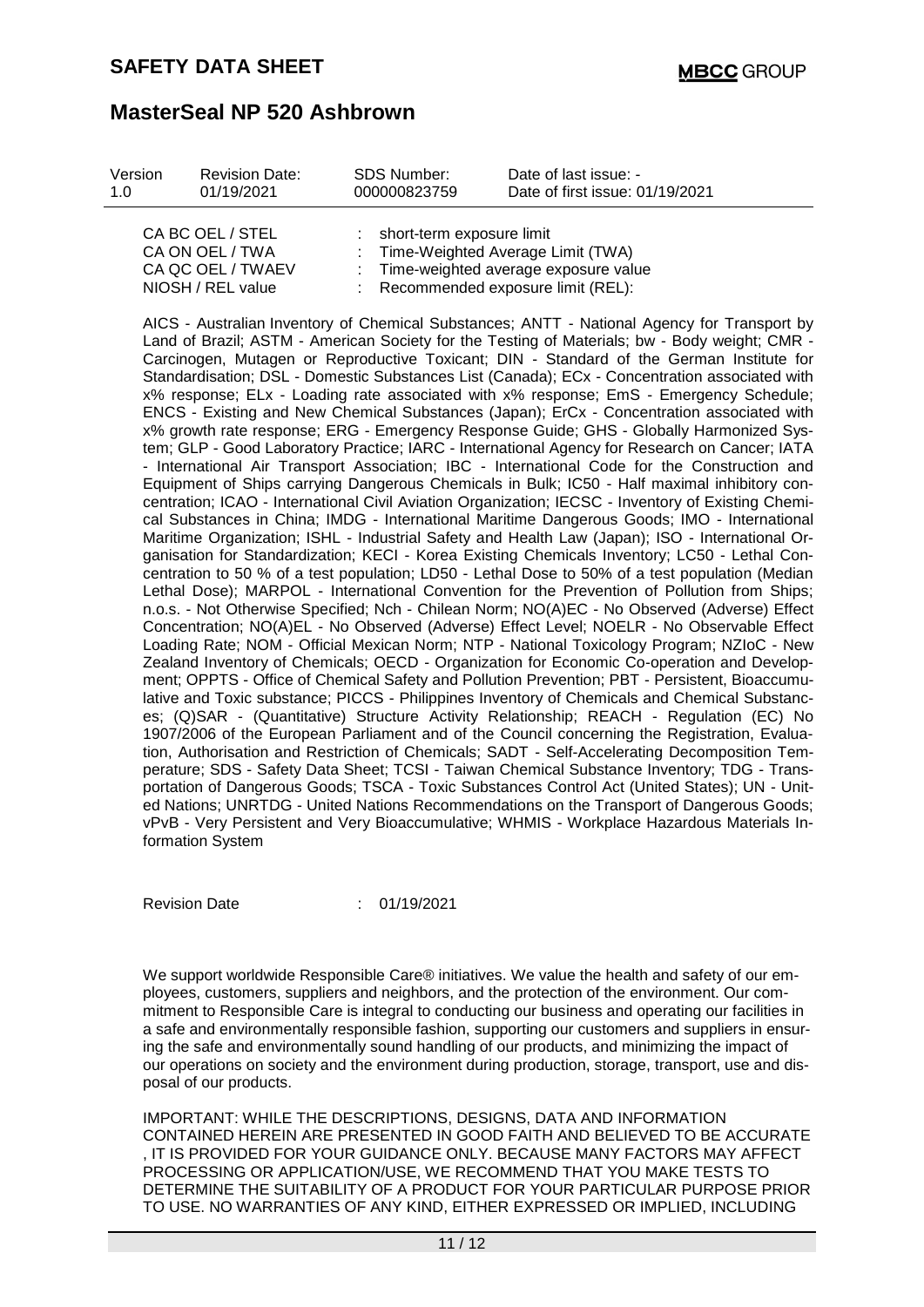| | | |
|---|---|---|
| CA BC OEL / STEL | : | short-term exposure limit |
| CA ON OEL / TWA | : | Time-Weighted Average Limit (TWA) |
| CA QC OEL / TWAEV | : | Time-weighted average exposure value |
| NIOSH / REL value | : | Recommended exposure limit (REL): |

AICS - Australian Inventory of Chemical Substances; ANTT - National Agency for Transport by Land of Brazil; ASTM - American Society for the Testing of Materials; bw - Body weight; CMR - Carcinogen, Mutagen or Reproductive Toxicant; DIN - Standard of the German Institute for Standardisation; DSL - Domestic Substances List (Canada); ECx - Concentration associated with x% response; ELx - Loading rate associated with x% response; EmS - Emergency Schedule; ENCS - Existing and New Chemical Substances (Japan); ErCx - Concentration associated with x% growth rate response; ERG - Emergency Response Guide; GHS - Globally Harmonized System; GLP - Good Laboratory Practice; IARC - International Agency for Research on Cancer; IATA - International Air Transport Association; IBC - International Code for the Construction and Equipment of Ships carrying Dangerous Chemicals in Bulk; IC50 - Half maximal inhibitory concentration; ICAO - International Civil Aviation Organization; IECSC - Inventory of Existing Chemical Substances in China; IMDG - International Maritime Dangerous Goods; IMO - International Maritime Organization; ISHL - Industrial Safety and Health Law (Japan); ISO - International Organisation for Standardization; KECI - Korea Existing Chemicals Inventory; LC50 - Lethal Concentration to 50 % of a test population; LD50 - Lethal Dose to 50% of a test population (Median Lethal Dose); MARPOL - International Convention for the Prevention of Pollution from Ships; n.o.s. - Not Otherwise Specified; Nch - Chilean Norm; NO(A)EC - No Observed (Adverse) Effect Concentration; NO(A)EL - No Observed (Adverse) Effect Level; NOELR - No Observable Effect Loading Rate; NOM - Official Mexican Norm; NTP - National Toxicology Program; NZIoC - New Zealand Inventory of Chemicals; OECD - Organization for Economic Co-operation and Development; OPPTS - Office of Chemical Safety and Pollution Prevention; PBT - Persistent, Bioaccumulative and Toxic substance; PICCS - Philippines Inventory of Chemicals and Chemical Substances; (Q)SAR - (Quantitative) Structure Activity Relationship; REACH - Regulation (EC) No 1907/2006 of the European Parliament and of the Council concerning the Registration, Evaluation, Authorisation and Restriction of Chemicals; SADT - Self-Accelerating Decomposition Temperature; SDS - Safety Data Sheet; TCSI - Taiwan Chemical Substance Inventory; TDG - Transportation of Dangerous Goods; TSCA - Toxic Substances Control Act (United States); UN - United Nations; UNRTDG - United Nations Recommendations on the Transport of Dangerous Goods; vPvB - Very Persistent and Very Bioaccumulative; WHMIS - Workplace Hazardous Materials Information System

Revision Date : 01/19/2021

We support worldwide Responsible Care® initiatives. We value the health and safety of our employees, customers, suppliers and neighbors, and the protection of the environment. Our commitment to Responsible Care is integral to conducting our business and operating our facilities in a safe and environmentally responsible fashion, supporting our customers and suppliers in ensuring the safe and environmentally sound handling of our products, and minimizing the impact of our operations on society and the environment during production, storage, transport, use and disposal of our products.

IMPORTANT: WHILE THE DESCRIPTIONS, DESIGNS, DATA AND INFORMATION CONTAINED HEREIN ARE PRESENTED IN GOOD FAITH AND BELIEVED TO BE ACCURATE , IT IS PROVIDED FOR YOUR GUIDANCE ONLY. BECAUSE MANY FACTORS MAY AFFECT PROCESSING OR APPLICATION/USE, WE RECOMMEND THAT YOU MAKE TESTS TO DETERMINE THE SUITABILITY OF A PRODUCT FOR YOUR PARTICULAR PURPOSE PRIOR TO USE. NO WARRANTIES OF ANY KIND, EITHER EXPRESSED OR IMPLIED, INCLUDING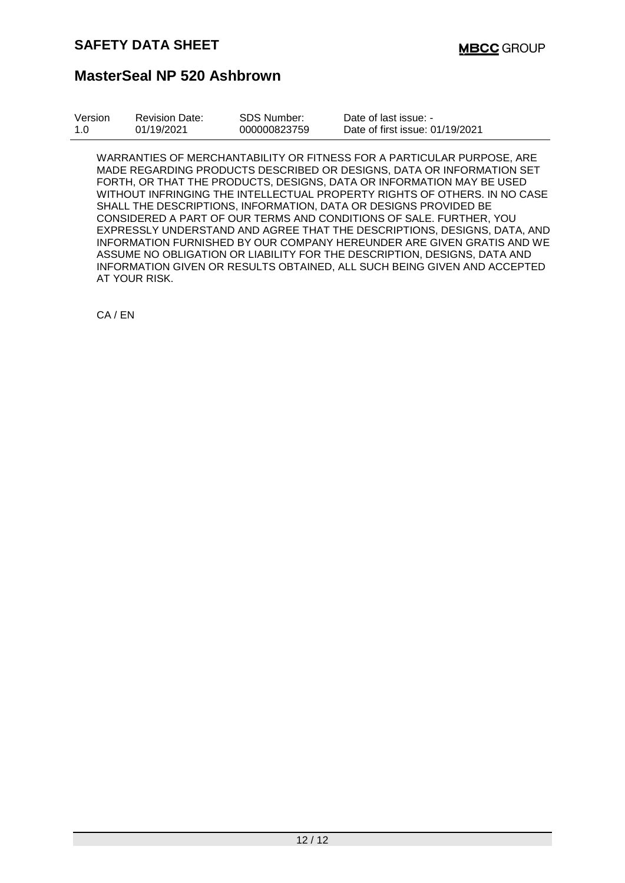WARRANTIES OF MERCHANTABILITY OR FITNESS FOR A PARTICULAR PURPOSE, ARE MADE REGARDING PRODUCTS DESCRIBED OR DESIGNS, DATA OR INFORMATION SET FORTH, OR THAT THE PRODUCTS, DESIGNS, DATA OR INFORMATION MAY BE USED WITHOUT INFRINGING THE INTELLECTUAL PROPERTY RIGHTS OF OTHERS. IN NO CASE SHALL THE DESCRIPTIONS, INFORMATION, DATA OR DESIGNS PROVIDED BE CONSIDERED A PART OF OUR TERMS AND CONDITIONS OF SALE. FURTHER, YOU EXPRESSLY UNDERSTAND AND AGREE THAT THE DESCRIPTIONS, DESIGNS, DATA, AND INFORMATION FURNISHED BY OUR COMPANY HEREUNDER ARE GIVEN GRATIS AND WE ASSUME NO OBLIGATION OR LIABILITY FOR THE DESCRIPTION, DESIGNS, DATA AND INFORMATION GIVEN OR RESULTS OBTAINED, ALL SUCH BEING GIVEN AND ACCEPTED AT YOUR RISK.

CA / EN